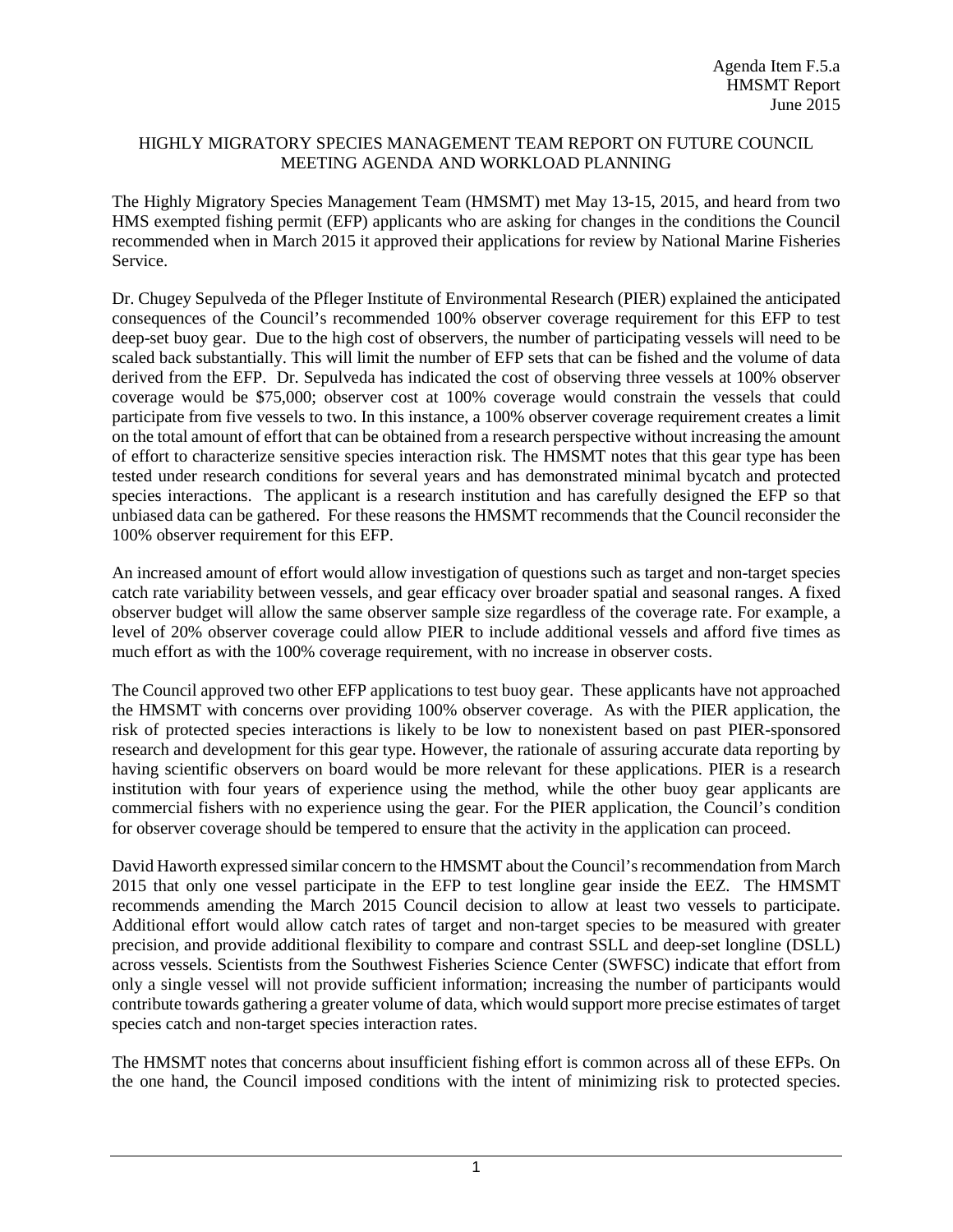Agenda Item F.5.a
HMSMT Report
June 2015

## HIGHLY MIGRATORY SPECIES MANAGEMENT TEAM REPORT ON FUTURE COUNCIL MEETING AGENDA AND WORKLOAD PLANNING

The Highly Migratory Species Management Team (HMSMT) met May 13-15, 2015, and heard from two HMS exempted fishing permit (EFP) applicants who are asking for changes in the conditions the Council recommended when in March 2015 it approved their applications for review by National Marine Fisheries Service.

Dr. Chugey Sepulveda of the Pfleger Institute of Environmental Research (PIER) explained the anticipated consequences of the Council's recommended 100% observer coverage requirement for this EFP to test deep-set buoy gear. Due to the high cost of observers, the number of participating vessels will need to be scaled back substantially. This will limit the number of EFP sets that can be fished and the volume of data derived from the EFP. Dr. Sepulveda has indicated the cost of observing three vessels at 100% observer coverage would be $75,000; observer cost at 100% coverage would constrain the vessels that could participate from five vessels to two. In this instance, a 100% observer coverage requirement creates a limit on the total amount of effort that can be obtained from a research perspective without increasing the amount of effort to characterize sensitive species interaction risk. The HMSMT notes that this gear type has been tested under research conditions for several years and has demonstrated minimal bycatch and protected species interactions. The applicant is a research institution and has carefully designed the EFP so that unbiased data can be gathered. For these reasons the HMSMT recommends that the Council reconsider the 100% observer requirement for this EFP.

An increased amount of effort would allow investigation of questions such as target and non-target species catch rate variability between vessels, and gear efficacy over broader spatial and seasonal ranges. A fixed observer budget will allow the same observer sample size regardless of the coverage rate. For example, a level of 20% observer coverage could allow PIER to include additional vessels and afford five times as much effort as with the 100% coverage requirement, with no increase in observer costs.

The Council approved two other EFP applications to test buoy gear. These applicants have not approached the HMSMT with concerns over providing 100% observer coverage. As with the PIER application, the risk of protected species interactions is likely to be low to nonexistent based on past PIER-sponsored research and development for this gear type. However, the rationale of assuring accurate data reporting by having scientific observers on board would be more relevant for these applications. PIER is a research institution with four years of experience using the method, while the other buoy gear applicants are commercial fishers with no experience using the gear. For the PIER application, the Council's condition for observer coverage should be tempered to ensure that the activity in the application can proceed.

David Haworth expressed similar concern to the HMSMT about the Council's recommendation from March 2015 that only one vessel participate in the EFP to test longline gear inside the EEZ. The HMSMT recommends amending the March 2015 Council decision to allow at least two vessels to participate. Additional effort would allow catch rates of target and non-target species to be measured with greater precision, and provide additional flexibility to compare and contrast SSLL and deep-set longline (DSLL) across vessels. Scientists from the Southwest Fisheries Science Center (SWFSC) indicate that effort from only a single vessel will not provide sufficient information; increasing the number of participants would contribute towards gathering a greater volume of data, which would support more precise estimates of target species catch and non-target species interaction rates.

The HMSMT notes that concerns about insufficient fishing effort is common across all of these EFPs. On the one hand, the Council imposed conditions with the intent of minimizing risk to protected species.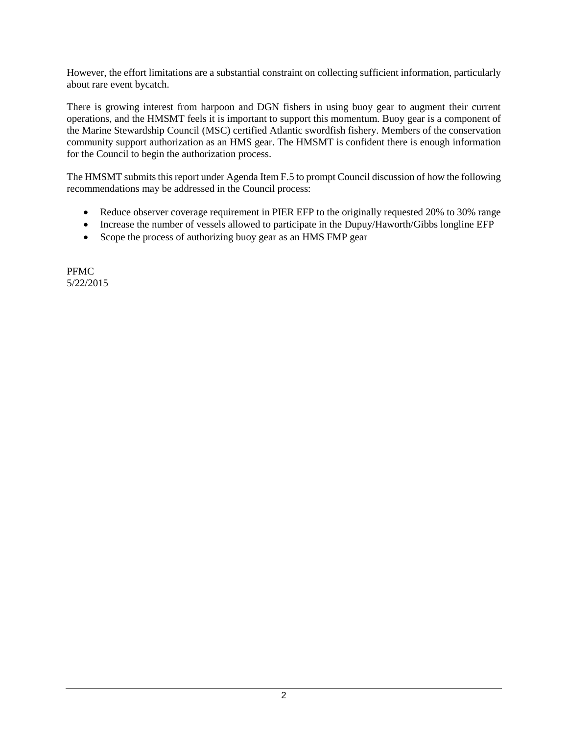However, the effort limitations are a substantial constraint on collecting sufficient information, particularly about rare event bycatch.

There is growing interest from harpoon and DGN fishers in using buoy gear to augment their current operations, and the HMSMT feels it is important to support this momentum. Buoy gear is a component of the Marine Stewardship Council (MSC) certified Atlantic swordfish fishery. Members of the conservation community support authorization as an HMS gear. The HMSMT is confident there is enough information for the Council to begin the authorization process.

The HMSMT submits this report under Agenda Item F.5 to prompt Council discussion of how the following recommendations may be addressed in the Council process:

- Reduce observer coverage requirement in PIER EFP to the originally requested 20% to 30% range
- Increase the number of vessels allowed to participate in the Dupuy/Haworth/Gibbs longline EFP
- Scope the process of authorizing buoy gear as an HMS FMP gear

PFMC
5/22/2015